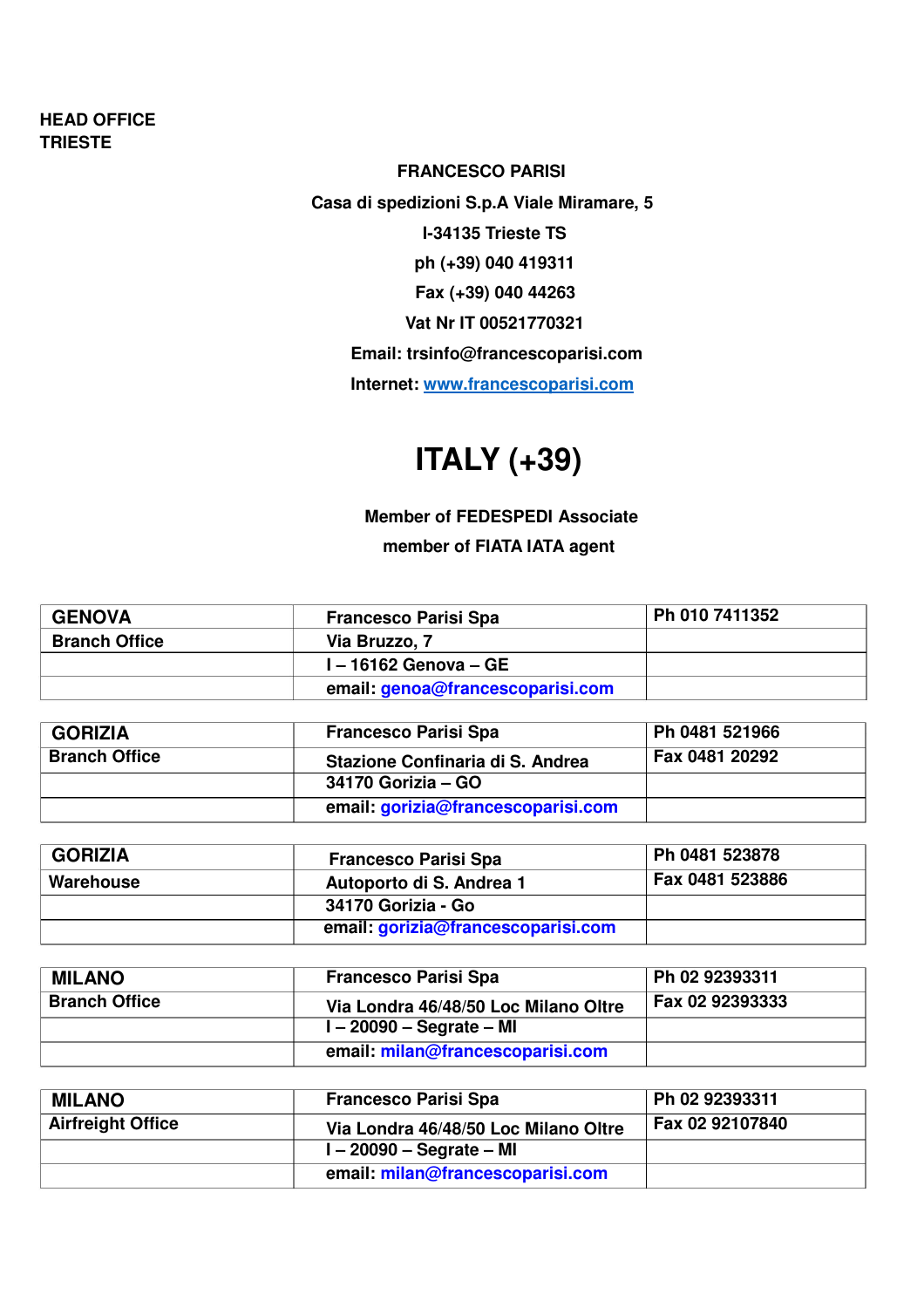**HEAD OFFICE**
**TRIESTE**

**FRANCESCO PARISI**

**Casa di spedizioni S.p.A Viale Miramare, 5**

**I-34135 Trieste TS**

**ph (+39) 040 419311**

**Fax (+39) 040 44263**

**Vat Nr IT 00521770321**

**Email: trsinfo@francescoparisi.com**

**Internet: www.francescoparisi.com**

# ITALY (+39)

**Member of FEDESPEDI Associate**

**member of FIATA IATA agent**

| GENOVA | Francesco Parisi Spa | Ph 010 7411352 |
|---|---|---|
| Branch Office | Via Bruzzo, 7 | |
| | I – 16162 Genova – GE | |
| | email: genoa@francescoparisi.com | |

| GORIZIA | Francesco Parisi Spa | Ph 0481 521966 |
|---|---|---|
| Branch Office | Stazione Confinaria di S. Andrea | Fax 0481 20292 |
| | 34170 Gorizia – GO | |
| | email: gorizia@francescoparisi.com | |

| GORIZIA | Francesco Parisi Spa | Ph 0481 523878 |
|---|---|---|
| Warehouse | Autoporto di S. Andrea 1 | Fax 0481 523886 |
| | 34170 Gorizia - Go | |
| | email: gorizia@francescoparisi.com | |

| MILANO | Francesco Parisi Spa | Ph 02 92393311 |
|---|---|---|
| Branch Office | Via Londra 46/48/50 Loc Milano Oltre | Fax 02 92393333 |
| | I – 20090 – Segrate – MI | |
| | email: milan@francescoparisi.com | |

| MILANO | Francesco Parisi Spa | Ph 02 92393311 |
|---|---|---|
| Airfreight Office | Via Londra 46/48/50 Loc Milano Oltre | Fax 02 92107840 |
| | I – 20090 – Segrate – MI | |
| | email: milan@francescoparisi.com | |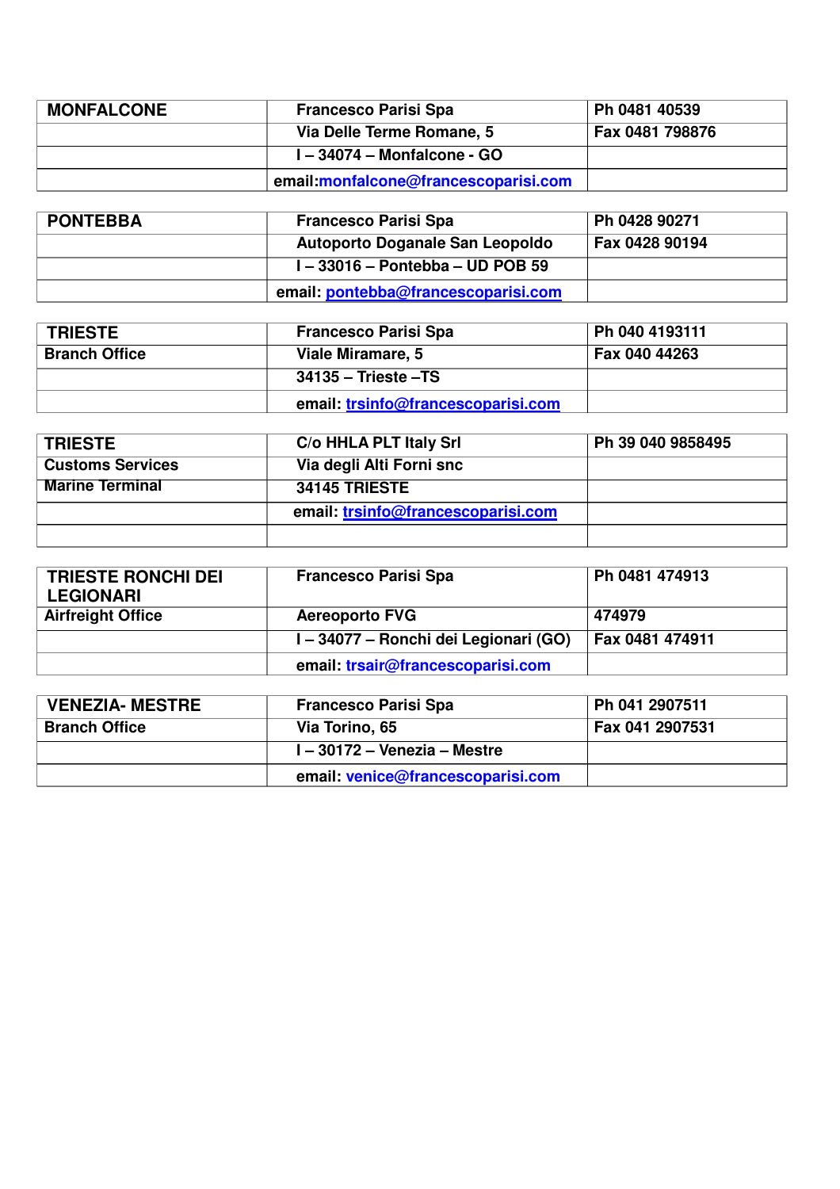| MONFALCONE | Francesco Parisi Spa | Ph 0481 40539 |
| --- | --- | --- |
| | Via Delle Terme Romane, 5 | Fax 0481 798876 |
| | I – 34074 – Monfalcone - GO | |
| | email:monfalcone@francescoparisi.com | |

| PONTEBBA | Francesco Parisi Spa | Ph 0428 90271 |
| --- | --- | --- |
| | Autoporto Doganale San Leopoldo | Fax 0428 90194 |
| | I – 33016 – Pontebba – UD POB 59 | |
| | email: pontebba@francescoparisi.com | |

| TRIESTE | Francesco Parisi Spa | Ph 040 4193111 |
| --- | --- | --- |
| Branch Office | Viale Miramare, 5 | Fax 040 44263 |
| | 34135 – Trieste –TS | |
| | email: trsinfo@francescoparisi.com | |

| TRIESTE | C/o HHLA PLT Italy Srl | Ph 39 040 9858495 |
| --- | --- | --- |
| Customs Services | Via degli Alti Forni snc | |
| Marine Terminal | 34145 TRIESTE | |
| | email: trsinfo@francescoparisi.com | |
| | | |

| TRIESTE RONCHI DEI LEGIONARI | Francesco Parisi Spa | Ph 0481 474913 |
| --- | --- | --- |
| Airfreight Office | Aereoporto FVG | 474979 |
| | I – 34077 – Ronchi dei Legionari (GO) | Fax 0481 474911 |
| | email: trsair@francescoparisi.com | |

| VENEZIA- MESTRE | Francesco Parisi Spa | Ph 041 2907511 |
| --- | --- | --- |
| Branch Office | Via Torino, 65 | Fax 041 2907531 |
| | I – 30172 – Venezia – Mestre | |
| | email: venice@francescoparisi.com | |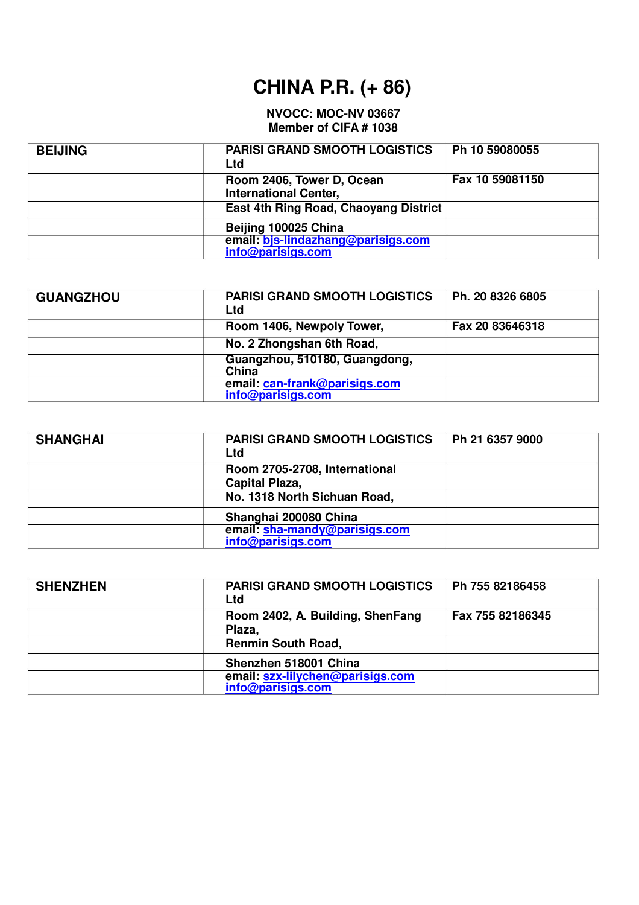# CHINA P.R. (+ 86)

**NVOCC: MOC-NV 03667**
**Member of CIFA # 1038**

| BEIJING | PARISI GRAND SMOOTH LOGISTICS Ltd | Ph 10 59080055 |
|---|---|---|
| | Room 2406, Tower D, Ocean International Center, | Fax 10 59081150 |
| | East 4th Ring Road, Chaoyang District | |
| | Beijing 100025 China | |
| | email: bjs-lindazhang@parisigs.com info@parisigs.com | |

| GUANGZHOU | PARISI GRAND SMOOTH LOGISTICS Ltd | Ph. 20 8326 6805 |
|---|---|---|
| | Room 1406, Newpoly Tower, | Fax 20 83646318 |
| | No. 2 Zhongshan 6th Road, | |
| | Guangzhou, 510180, Guangdong, China | |
| | email: can-frank@parisigs.com info@parisigs.com | |

| SHANGHAI | PARISI GRAND SMOOTH LOGISTICS Ltd | Ph 21 6357 9000 |
|---|---|---|
| | Room 2705-2708, International Capital Plaza, | |
| | No. 1318 North Sichuan Road, | |
| | Shanghai 200080 China | |
| | email: sha-mandy@parisigs.com info@parisigs.com | |

| SHENZHEN | PARISI GRAND SMOOTH LOGISTICS Ltd | Ph 755 82186458 |
|---|---|---|
| | Room 2402, A. Building, ShenFang Plaza, | Fax 755 82186345 |
| | Renmin South Road, | |
| | Shenzhen 518001 China | |
| | email: szx-lilychen@parisigs.com info@parisigs.com | |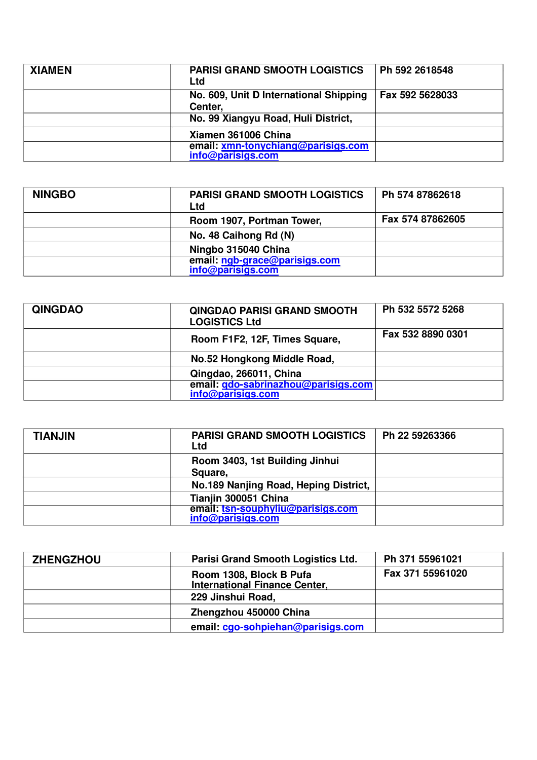| XIAMEN | PARISI GRAND SMOOTH LOGISTICS Ltd | Ph 592 2618548 |
|---|---|---|
| | No. 609, Unit D International Shipping Center, | Fax 592 5628033 |
| | No. 99 Xiangyu Road, Huli District, | |
| | Xiamen 361006 China | |
| | email: xmn-tonychiang@parisigs.com info@parisigs.com | |

| NINGBO | PARISI GRAND SMOOTH LOGISTICS Ltd | Ph 574 87862618 |
|---|---|---|
| | Room 1907, Portman Tower, | Fax 574 87862605 |
| | No. 48 Caihong Rd (N) | |
| | Ningbo 315040 China | |
| | email: ngb-grace@parisigs.com info@parisigs.com | |

| QINGDAO | QINGDAO PARISI GRAND SMOOTH LOGISTICS Ltd | Ph 532 5572 5268 |
|---|---|---|
| | Room F1F2, 12F, Times Square, | Fax 532 8890 0301 |
| | No.52 Hongkong Middle Road, | |
| | Qingdao, 266011, China | |
| | email: qdo-sabrinazhou@parisigs.com info@parisigs.com | |

| TIANJIN | PARISI GRAND SMOOTH LOGISTICS Ltd | Ph 22 59263366 |
|---|---|---|
| | Room 3403, 1st Building Jinhui Square, | |
| | No.189 Nanjing Road, Heping District, | |
| | Tianjin 300051 China | |
| | email: tsn-souphyliu@parisigs.com info@parisigs.com | |

| ZHENGZHOU | Parisi Grand Smooth Logistics Ltd. | Ph 371 55961021 |
|---|---|---|
| | Room 1308, Block B Pufa International Finance Center, | Fax 371 55961020 |
| | 229 Jinshui Road, | |
| | Zhengzhou 450000 China | |
| | email: cgo-sohpiehan@parisigs.com | |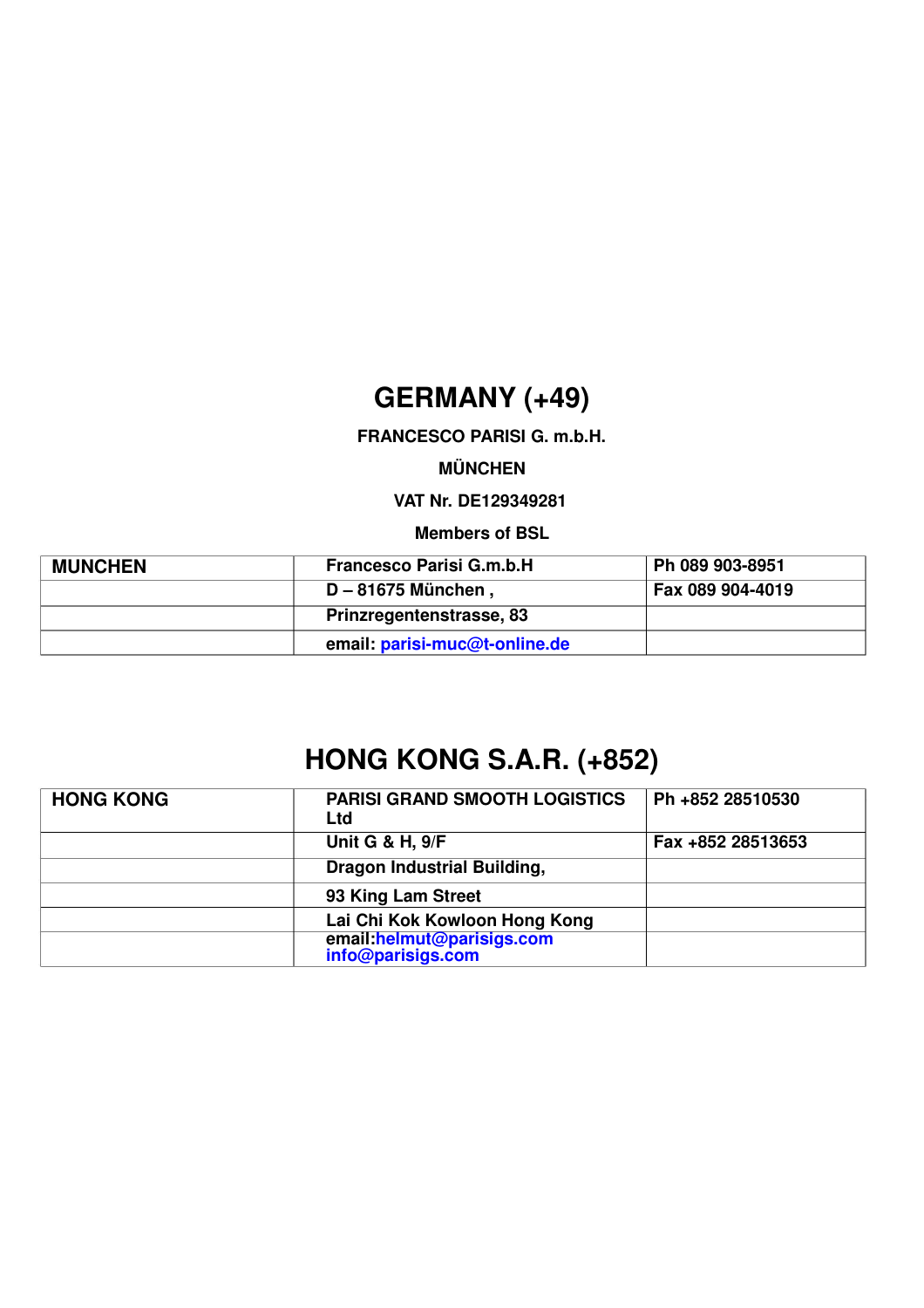# GERMANY (+49)

**FRANCESCO PARISI G. m.b.H.**

**MÜNCHEN**

**VAT Nr. DE129349281**

**Members of BSL**

| MUNCHEN | Francesco Parisi G.m.b.H | Ph 089 903-8951 |
|---|---|---|
| | D – 81675 München , | Fax 089 904-4019 |
| | Prinzregentenstrasse, 83 | |
| | email: parisi-muc@t-online.de | |

# HONG KONG S.A.R. (+852)

| HONG KONG | PARISI GRAND SMOOTH LOGISTICS Ltd | Ph +852 28510530 |
|---|---|---|
| | Unit G & H, 9/F | Fax +852 28513653 |
| | Dragon Industrial Building, | |
| | 93 King Lam Street | |
| | Lai Chi Kok Kowloon Hong Kong | |
| | email:helmut@parisigs.com info@parisigs.com | |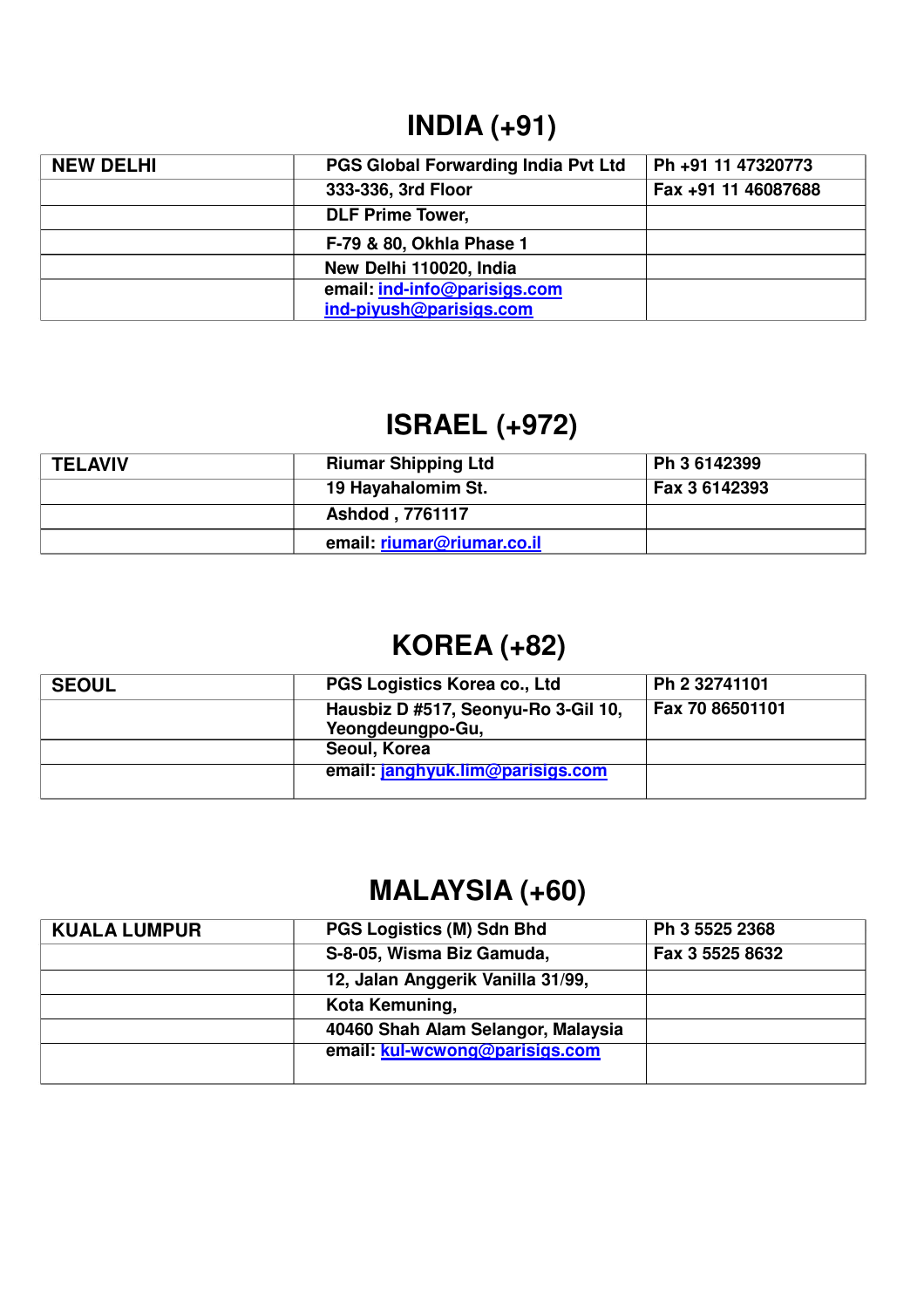## INDIA (+91)

| NEW DELHI | PGS Global Forwarding India Pvt Ltd | Ph +91 11 47320773 |
|---|---|---|
| | 333-336, 3rd Floor | Fax +91 11 46087688 |
| | DLF Prime Tower, | |
| | F-79 & 80, Okhla Phase 1 | |
| | New Delhi 110020, India | |
| | email: ind-info@parisigs.com ind-piyush@parisigs.com | |

## ISRAEL (+972)

| TELAVIV | Riumar Shipping Ltd | Ph 3 6142399 |
|---|---|---|
| | 19 Hayahalomim St. | Fax 3 6142393 |
| | Ashdod , 7761117 | |
| | email: riumar@riumar.co.il | |

## KOREA (+82)

| SEOUL | PGS Logistics Korea co., Ltd | Ph 2 32741101 |
|---|---|---|
| | Hausbiz D #517, Seonyu-Ro 3-Gil 10, Yeongdeungpo-Gu, | Fax 70 86501101 |
| | Seoul, Korea | |
| | email: janghyuk.lim@parisigs.com | |

## MALAYSIA (+60)

| KUALA LUMPUR | PGS Logistics (M) Sdn Bhd | Ph 3 5525 2368 |
|---|---|---|
| | S-8-05, Wisma Biz Gamuda, | Fax 3 5525 8632 |
| | 12, Jalan Anggerik Vanilla 31/99, | |
| | Kota Kemuning, | |
| | 40460 Shah Alam Selangor, Malaysia | |
| | email: kul-wcwong@parisigs.com | |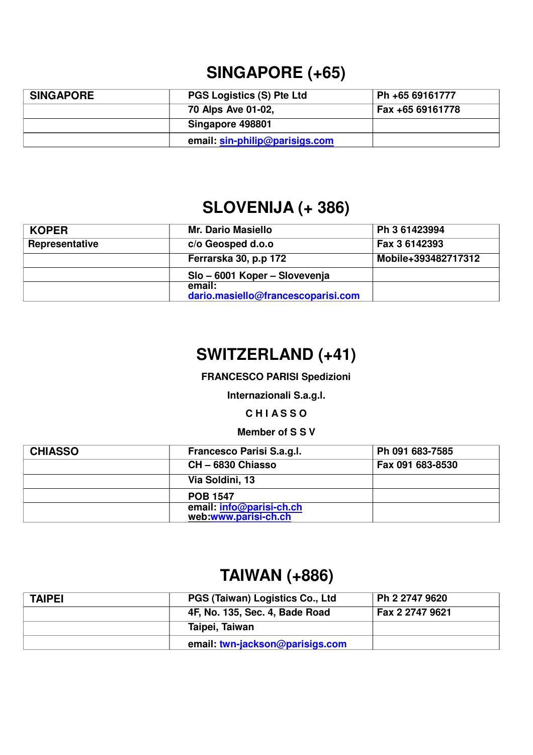## SINGAPORE (+65)

| SINGAPORE | PGS Logistics (S) Pte Ltd | Ph +65 69161777 |
|---|---|---|
| | 70 Alps Ave 01-02, | Fax +65 69161778 |
| | Singapore 498801 | |
| | email: sin-philip@parisigs.com | |

## SLOVENIJA (+ 386)

| KOPER | Mr. Dario Masiello | Ph 3 61423994 |
|---|---|---|
| Representative | c/o Geosped d.o.o | Fax 3 6142393 |
| | Ferrarska 30, p.p 172 | Mobile+393482717312 |
| | Slo – 6001 Koper – Slovevenja | |
| | email: dario.masiello@francescoparisi.com | |

## SWITZERLAND (+41)

**FRANCESCO PARISI Spedizioni**

**Internazionali S.a.g.l.**

**C H I A S S O**

**Member of S S V**

| CHIASSO | Francesco Parisi S.a.g.l. | Ph 091 683-7585 |
|---|---|---|
| | CH – 6830 Chiasso | Fax 091 683-8530 |
| | Via Soldini, 13 | |
| | POB 1547 | |
| | email: info@parisi-ch.ch web:www.parisi-ch.ch | |

## TAIWAN (+886)

| TAIPEI | PGS (Taiwan) Logistics Co., Ltd | Ph 2 2747 9620 |
|---|---|---|
| | 4F, No. 135, Sec. 4, Bade Road | Fax 2 2747 9621 |
| | Taipei, Taiwan | |
| | email: twn-jackson@parisigs.com | |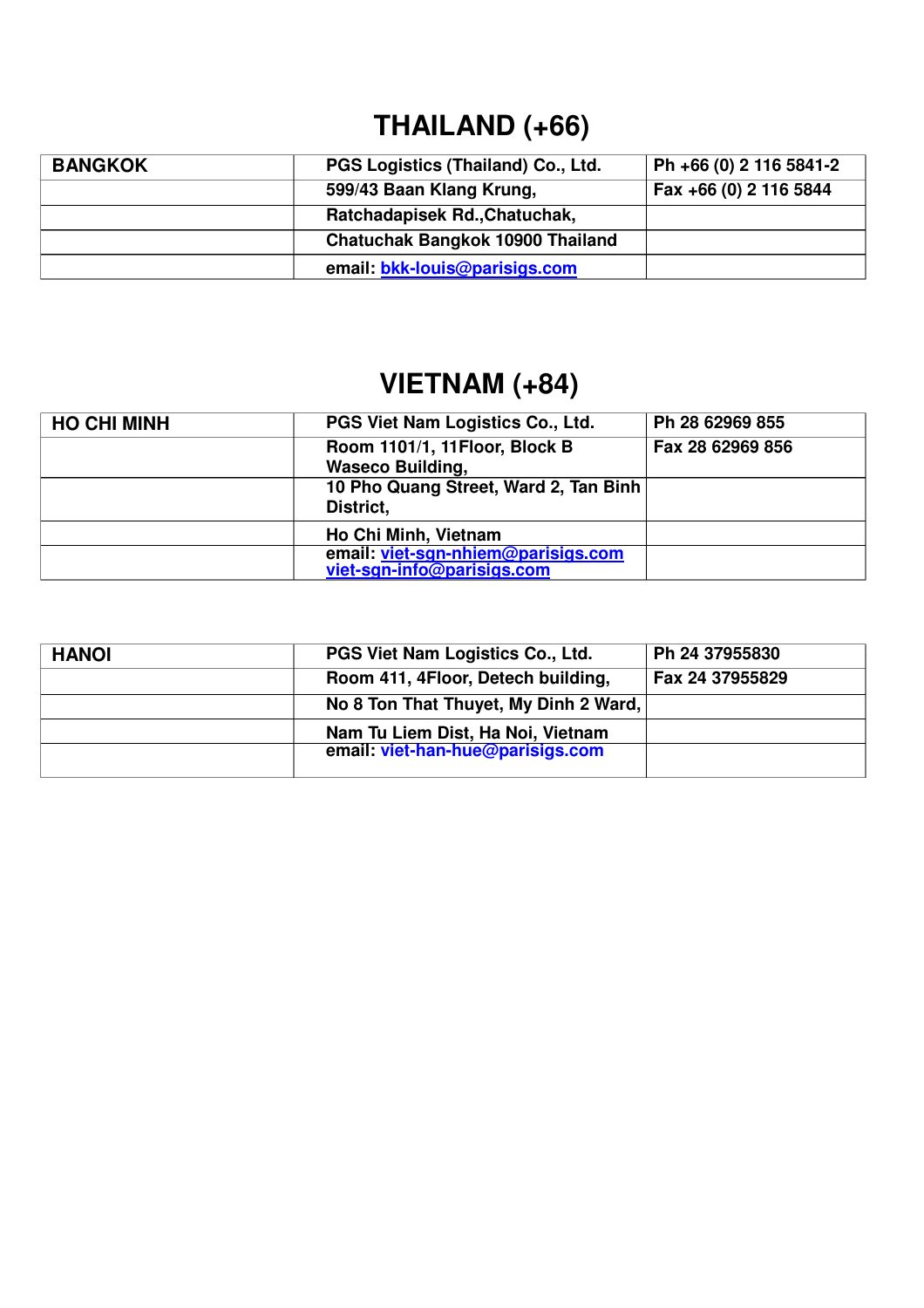# THAILAND (+66)

| BANGKOK | PGS Logistics (Thailand) Co., Ltd. | Ph +66 (0) 2 116 5841-2 |
|---|---|---|
| | 599/43 Baan Klang Krung, | Fax +66 (0) 2 116 5844 |
| | Ratchadapisek Rd.,Chatuchak, | |
| | Chatuchak Bangkok 10900 Thailand | |
| | email: bkk-louis@parisigs.com | |

# VIETNAM (+84)

| HO CHI MINH | PGS Viet Nam Logistics Co., Ltd. | Ph 28 62969 855 |
|---|---|---|
| | Room 1101/1, 11Floor, Block B Waseco Building, | Fax 28 62969 856 |
| | 10 Pho Quang Street, Ward 2, Tan Binh District, | |
| | Ho Chi Minh, Vietnam | |
| | email: viet-sgn-nhiem@parisigs.com viet-sgn-info@parisigs.com | |

| HANOI | PGS Viet Nam Logistics Co., Ltd. | Ph 24 37955830 |
|---|---|---|
| | Room 411, 4Floor, Detech building, | Fax 24 37955829 |
| | No 8 Ton That Thuyet, My Dinh 2 Ward, | |
| | Nam Tu Liem Dist, Ha Noi, Vietnam | |
| | email: viet-han-hue@parisigs.com | |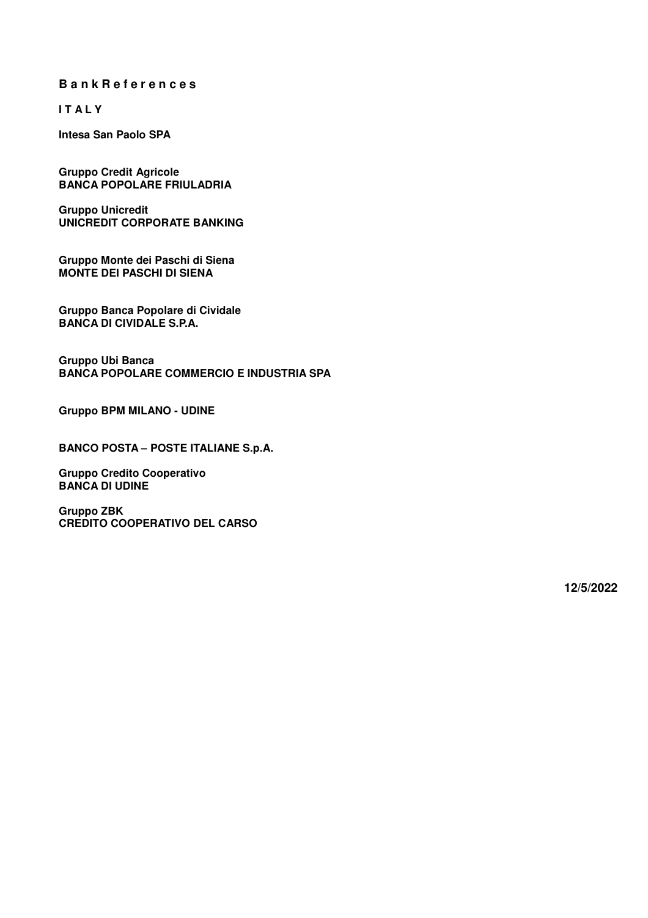## Bank References

### ITALY

**Intesa San Paolo SPA**

**Gruppo Credit Agricole**
**BANCA POPOLARE FRIULADRIA**

**Gruppo Unicredit**
**UNICREDIT CORPORATE BANKING**

**Gruppo Monte dei Paschi di Siena**
**MONTE DEI PASCHI DI SIENA**

**Gruppo Banca Popolare di Cividale**
**BANCA DI CIVIDALE S.P.A.**

**Gruppo Ubi Banca**
**BANCA POPOLARE COMMERCIO E INDUSTRIA SPA**

**Gruppo BPM MILANO - UDINE**

**BANCO POSTA – POSTE ITALIANE S.p.A.**

**Gruppo Credito Cooperativo**
**BANCA DI UDINE**

**Gruppo ZBK**
**CREDITO COOPERATIVO DEL CARSO**

**12/5/2022**